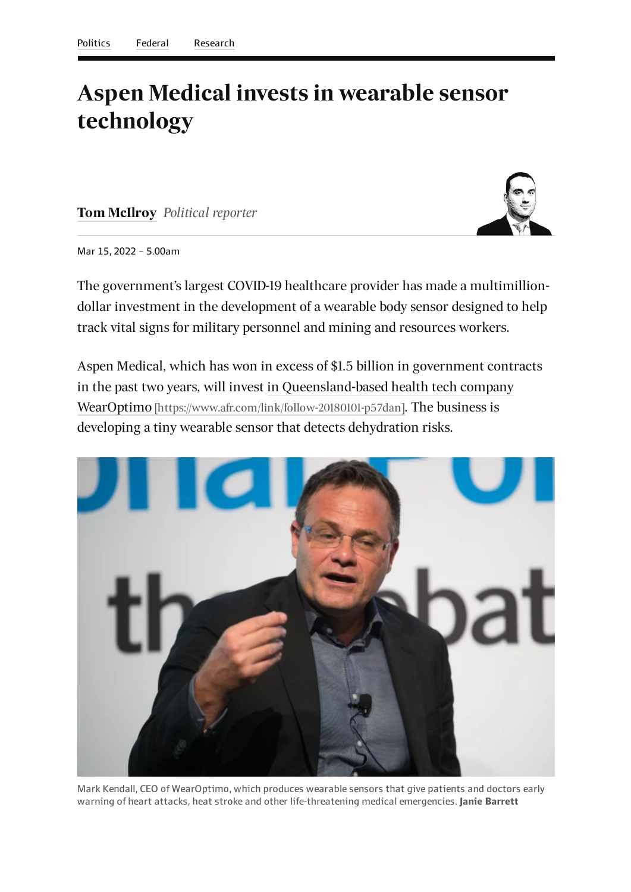Politics Federal Research

# Aspen Medical invests in wearable sensor technology

**Tom McIlroy** *Political reporter*

Mar 15, 2022 – 5.00am

The government's largest COVID-19 healthcare provider has made a multimillion-dollar investment in the development of a wearable body sensor designed to help track vital signs for military personnel and mining and resources workers.

Aspen Medical, which has won in excess of $1.5 billion in government contracts in the past two years, will invest in Queensland-based health tech company WearOptimo [https://www.afr.com/link/follow-20180101-p57dan]. The business is developing a tiny wearable sensor that detects dehydration risks.

Mark Kendall, CEO of WearOptimo, which produces wearable sensors that give patients and doctors early warning of heart attacks, heat stroke and other life-threatening medical emergencies. **Janie Barrett**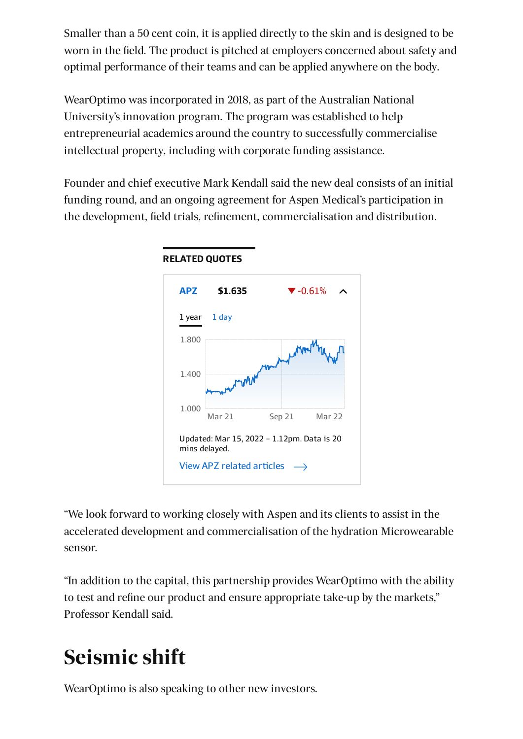Smaller than a 50 cent coin, it is applied directly to the skin and is designed to be worn in the field. The product is pitched at employers concerned about safety and optimal performance of their teams and can be applied anywhere on the body.

WearOptimo was incorporated in 2018, as part of the Australian National University's innovation program. The program was established to help entrepreneurial academics around the country to successfully commercialise intellectual property, including with corporate funding assistance.

Founder and chief executive Mark Kendall said the new deal consists of an initial funding round, and an ongoing agreement for Aspen Medical's participation in the development, field trials, refinement, commercialisation and distribution.

**RELATED QUOTES**

**APZ** **$1.635** ▼ -0.61%

1 year 1 day

Updated: Mar 15, 2022 – 1.12pm. Data is 20 mins delayed.

View APZ related articles

"We look forward to working closely with Aspen and its clients to assist in the accelerated development and commercialisation of the hydration Microwearable sensor.

"In addition to the capital, this partnership provides WearOptimo with the ability to test and refine our product and ensure appropriate take-up by the markets," Professor Kendall said.

## Seismic shift

WearOptimo is also speaking to other new investors.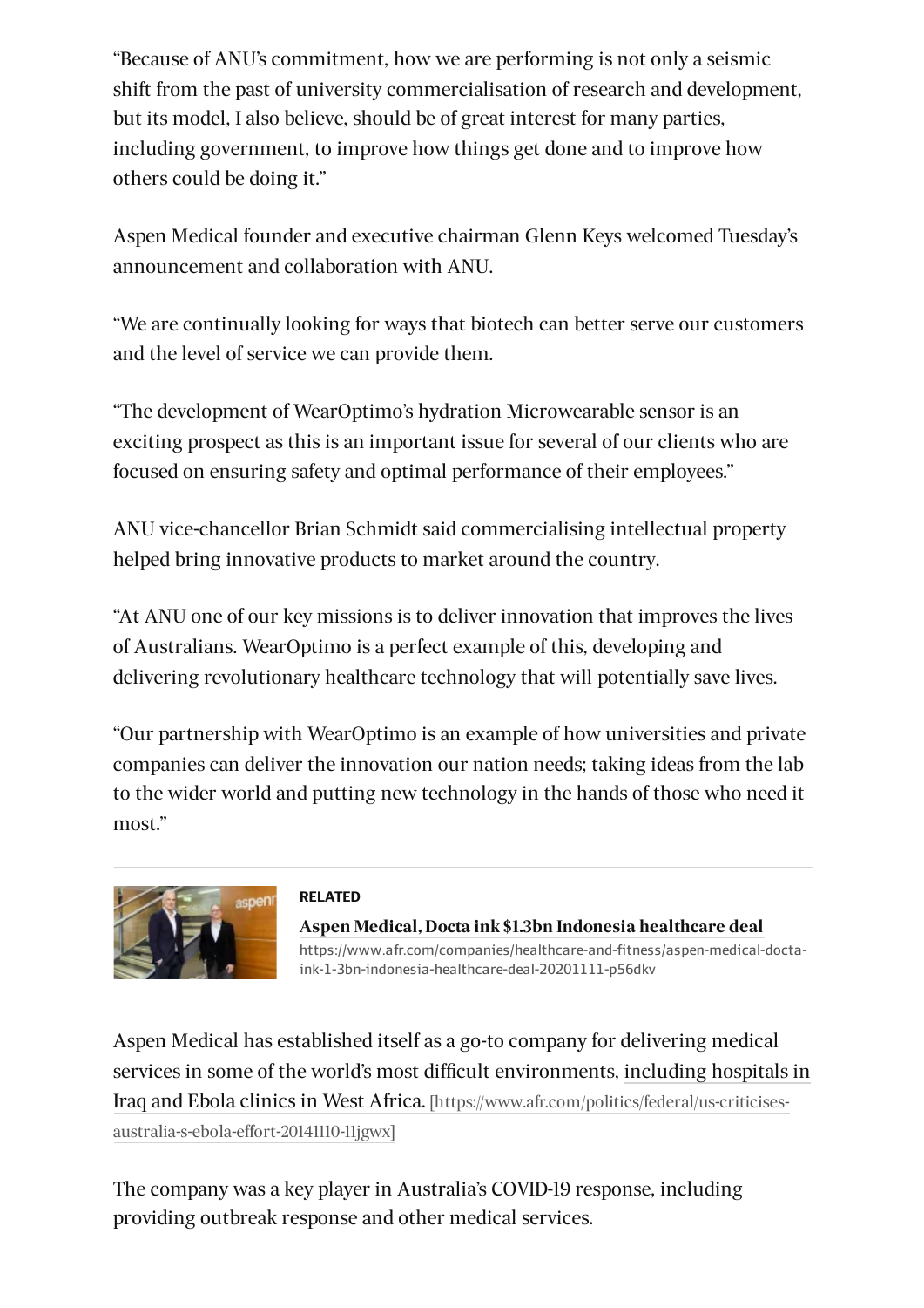"Because of ANU's commitment, how we are performing is not only a seismic shift from the past of university commercialisation of research and development, but its model, I also believe, should be of great interest for many parties, including government, to improve how things get done and to improve how others could be doing it."

Aspen Medical founder and executive chairman Glenn Keys welcomed Tuesday's announcement and collaboration with ANU.

"We are continually looking for ways that biotech can better serve our customers and the level of service we can provide them.

"The development of WearOptimo's hydration Microwearable sensor is an exciting prospect as this is an important issue for several of our clients who are focused on ensuring safety and optimal performance of their employees."

ANU vice-chancellor Brian Schmidt said commercialising intellectual property helped bring innovative products to market around the country.

"At ANU one of our key missions is to deliver innovation that improves the lives of Australians. WearOptimo is a perfect example of this, developing and delivering revolutionary healthcare technology that will potentially save lives.

"Our partnership with WearOptimo is an example of how universities and private companies can deliver the innovation our nation needs; taking ideas from the lab to the wider world and putting new technology in the hands of those who need it most."

**RELATED**

**Aspen Medical, Docta ink $1.3bn Indonesia healthcare deal**
https://www.afr.com/companies/healthcare-and-fitness/aspen-medical-docta-ink-1-3bn-indonesia-healthcare-deal-20201111-p56dkv

Aspen Medical has established itself as a go-to company for delivering medical services in some of the world's most difficult environments, including hospitals in Iraq and Ebola clinics in West Africa. [https://www.afr.com/politics/federal/us-criticises-australia-s-ebola-effort-20141110-11jgwx]

The company was a key player in Australia's COVID-19 response, including providing outbreak response and other medical services.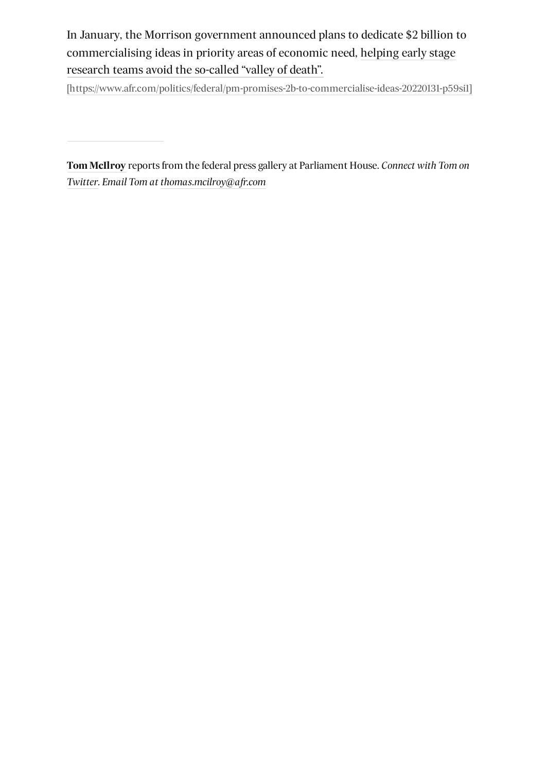In January, the Morrison government announced plans to dedicate $2 billion to commercialising ideas in priority areas of economic need, helping early stage research teams avoid the so-called "valley of death".

[https://www.afr.com/politics/federal/pm-promises-2b-to-commercialise-ideas-20220131-p59si1]

---

**Tom McIlroy** reports from the federal press gallery at Parliament House. *Connect with Tom on Twitter. Email Tom at thomas.mcilroy@afr.com*